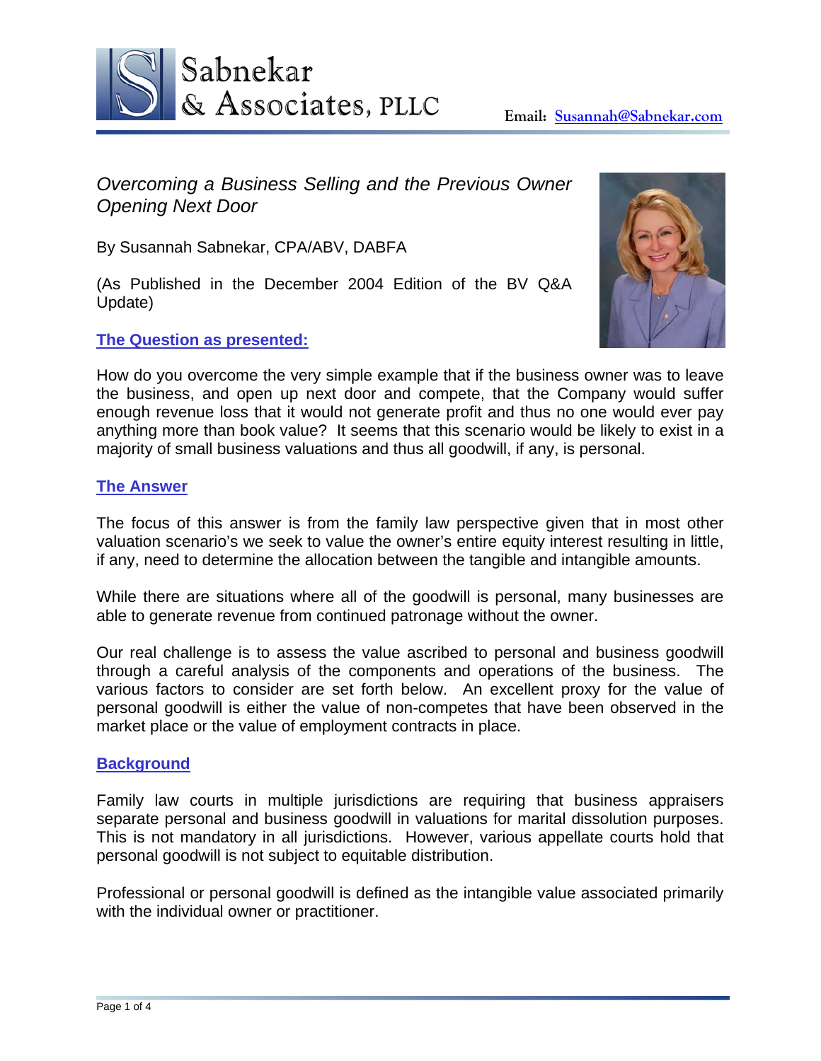Sabnekar & Associates, PLLC

**Email: Susannah@Sabnekar.com**

*Overcoming a Business Selling and the Previous Owner Opening Next Door*

By Susannah Sabnekar, CPA/ABV, DABFA

(As Published in the December 2004 Edition of the BV Q&A Update)

## The Question as presented:

How do you overcome the very simple example that if the business owner was to leave the business, and open up next door and compete, that the Company would suffer enough revenue loss that it would not generate profit and thus no one would ever pay anything more than book value? It seems that this scenario would be likely to exist in a majority of small business valuations and thus all goodwill, if any, is personal.

## The Answer

The focus of this answer is from the family law perspective given that in most other valuation scenario's we seek to value the owner's entire equity interest resulting in little, if any, need to determine the allocation between the tangible and intangible amounts.

While there are situations where all of the goodwill is personal, many businesses are able to generate revenue from continued patronage without the owner.

Our real challenge is to assess the value ascribed to personal and business goodwill through a careful analysis of the components and operations of the business. The various factors to consider are set forth below. An excellent proxy for the value of personal goodwill is either the value of non-competes that have been observed in the market place or the value of employment contracts in place.

## Background

Family law courts in multiple jurisdictions are requiring that business appraisers separate personal and business goodwill in valuations for marital dissolution purposes. This is not mandatory in all jurisdictions. However, various appellate courts hold that personal goodwill is not subject to equitable distribution.

Professional or personal goodwill is defined as the intangible value associated primarily with the individual owner or practitioner.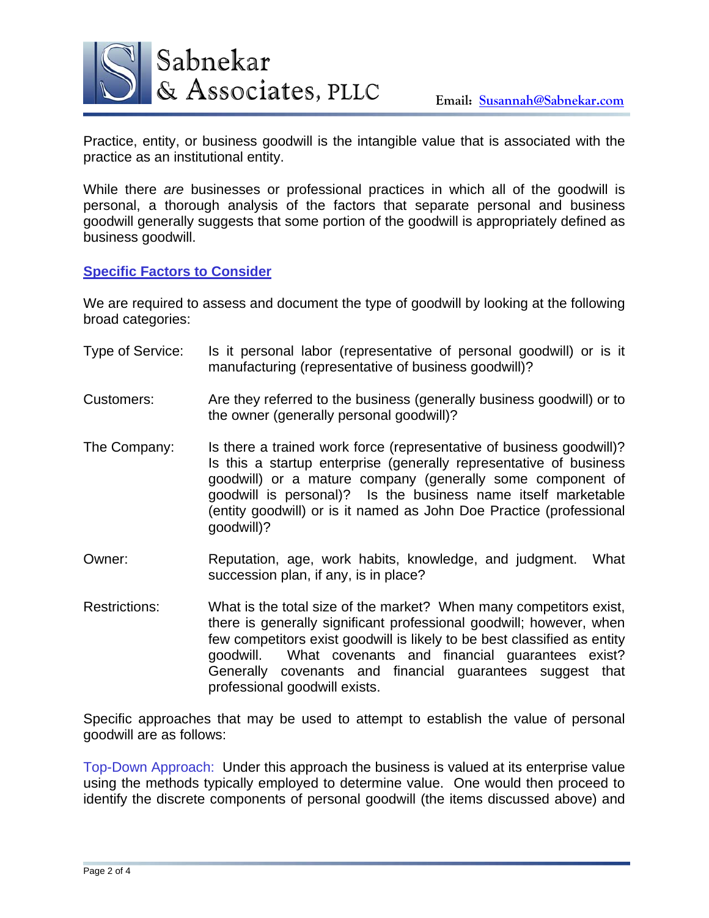Practice, entity, or business goodwill is the intangible value that is associated with the practice as an institutional entity.

While there *are* businesses or professional practices in which all of the goodwill is personal, a thorough analysis of the factors that separate personal and business goodwill generally suggests that some portion of the goodwill is appropriately defined as business goodwill.

## Specific Factors to Consider

We are required to assess and document the type of goodwill by looking at the following broad categories:

**Type of Service:** Is it personal labor (representative of personal goodwill) or is it manufacturing (representative of business goodwill)?

**Customers:** Are they referred to the business (generally business goodwill) or to the owner (generally personal goodwill)?

**The Company:** Is there a trained work force (representative of business goodwill)? Is this a startup enterprise (generally representative of business goodwill) or a mature company (generally some component of goodwill is personal)? Is the business name itself marketable (entity goodwill) or is it named as John Doe Practice (professional goodwill)?

**Owner:** Reputation, age, work habits, knowledge, and judgment. What succession plan, if any, is in place?

**Restrictions:** What is the total size of the market? When many competitors exist, there is generally significant professional goodwill; however, when few competitors exist goodwill is likely to be best classified as entity goodwill. What covenants and financial guarantees exist? Generally covenants and financial guarantees suggest that professional goodwill exists.

Specific approaches that may be used to attempt to establish the value of personal goodwill are as follows:

Top-Down Approach: Under this approach the business is valued at its enterprise value using the methods typically employed to determine value. One would then proceed to identify the discrete components of personal goodwill (the items discussed above) and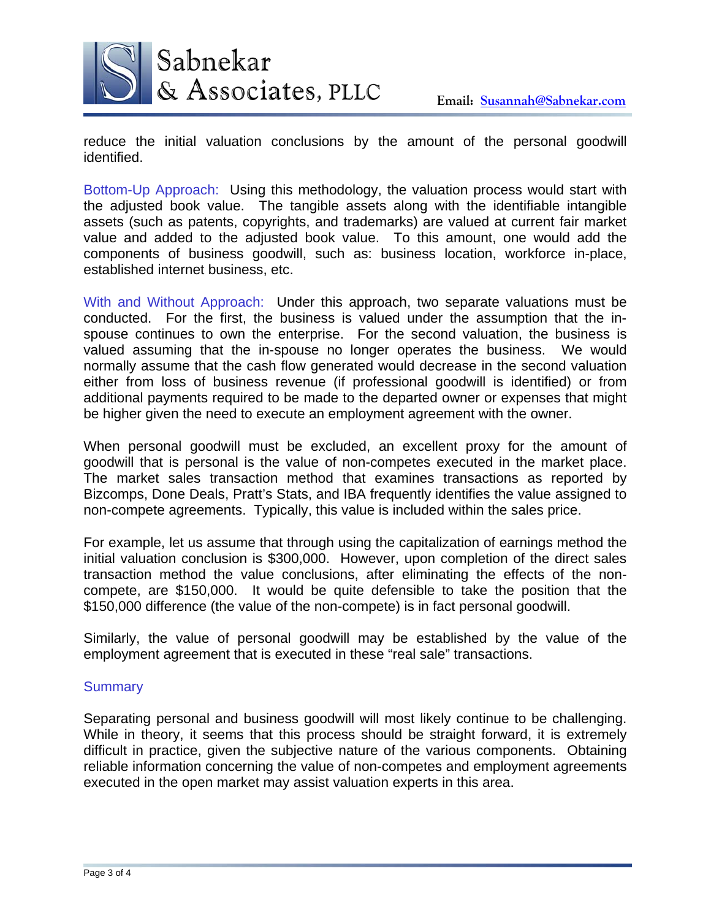reduce the initial valuation conclusions by the amount of the personal goodwill identified.

Bottom-Up Approach: Using this methodology, the valuation process would start with the adjusted book value. The tangible assets along with the identifiable intangible assets (such as patents, copyrights, and trademarks) are valued at current fair market value and added to the adjusted book value. To this amount, one would add the components of business goodwill, such as: business location, workforce in-place, established internet business, etc.

With and Without Approach: Under this approach, two separate valuations must be conducted. For the first, the business is valued under the assumption that the in-spouse continues to own the enterprise. For the second valuation, the business is valued assuming that the in-spouse no longer operates the business. We would normally assume that the cash flow generated would decrease in the second valuation either from loss of business revenue (if professional goodwill is identified) or from additional payments required to be made to the departed owner or expenses that might be higher given the need to execute an employment agreement with the owner.

When personal goodwill must be excluded, an excellent proxy for the amount of goodwill that is personal is the value of non-competes executed in the market place. The market sales transaction method that examines transactions as reported by Bizcomps, Done Deals, Pratt's Stats, and IBA frequently identifies the value assigned to non-compete agreements. Typically, this value is included within the sales price.

For example, let us assume that through using the capitalization of earnings method the initial valuation conclusion is $300,000. However, upon completion of the direct sales transaction method the value conclusions, after eliminating the effects of the non-compete, are $150,000. It would be quite defensible to take the position that the $150,000 difference (the value of the non-compete) is in fact personal goodwill.

Similarly, the value of personal goodwill may be established by the value of the employment agreement that is executed in these "real sale" transactions.

## Summary

Separating personal and business goodwill will most likely continue to be challenging. While in theory, it seems that this process should be straight forward, it is extremely difficult in practice, given the subjective nature of the various components. Obtaining reliable information concerning the value of non-competes and employment agreements executed in the open market may assist valuation experts in this area.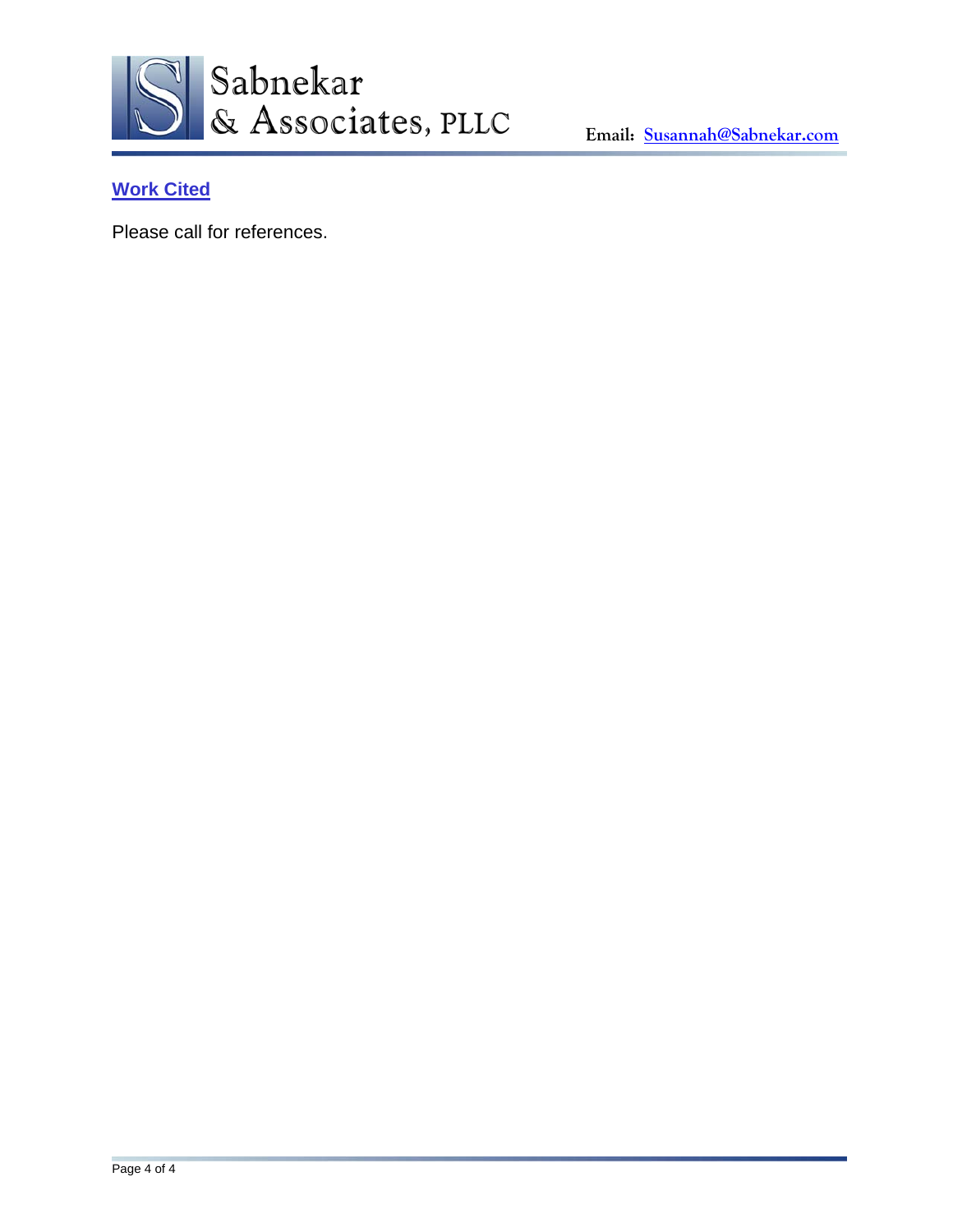## Work Cited

Please call for references.